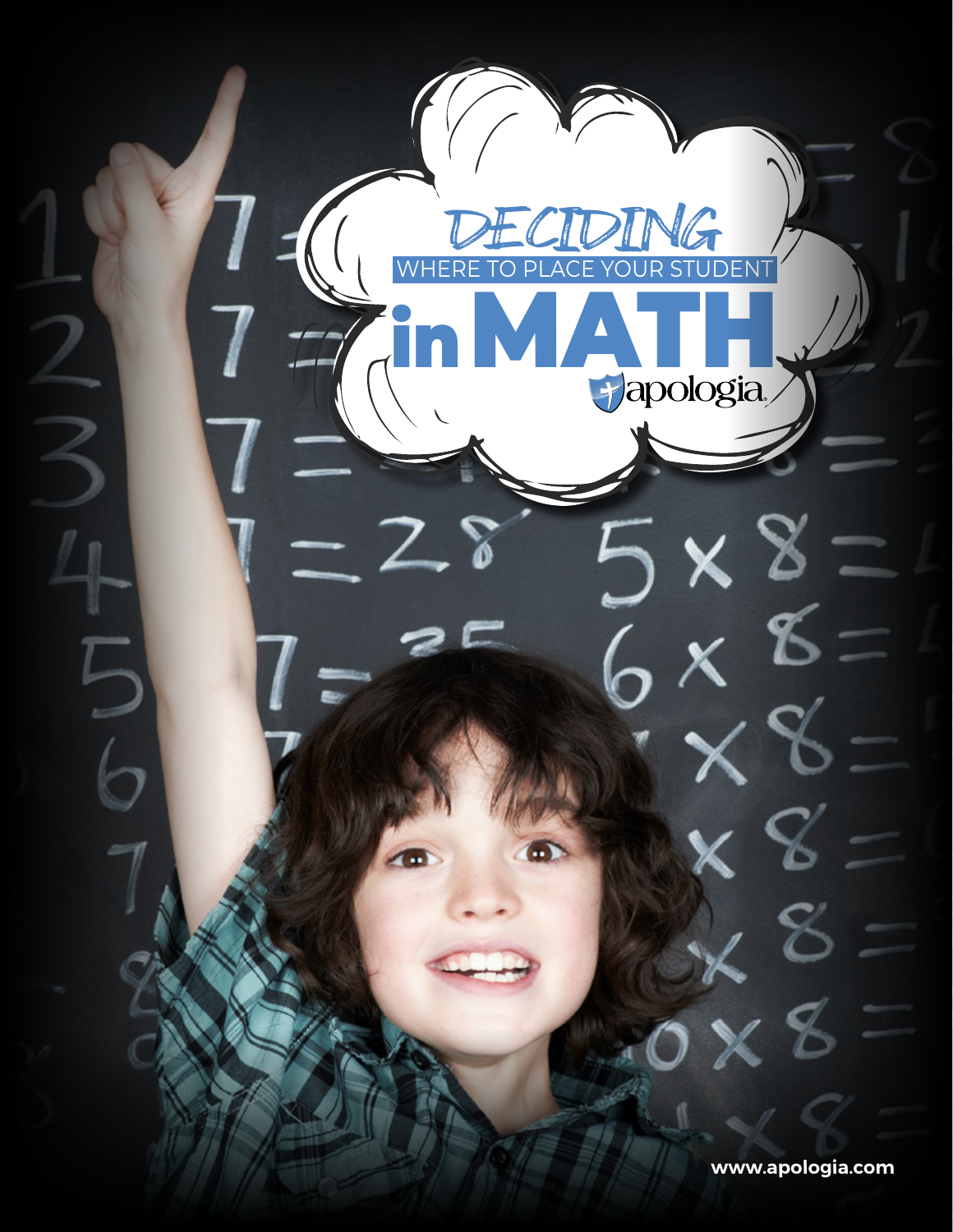# DECIDING WHERE TO PLACE YOUR STUDENT in MATH

apologia

www.apologia.com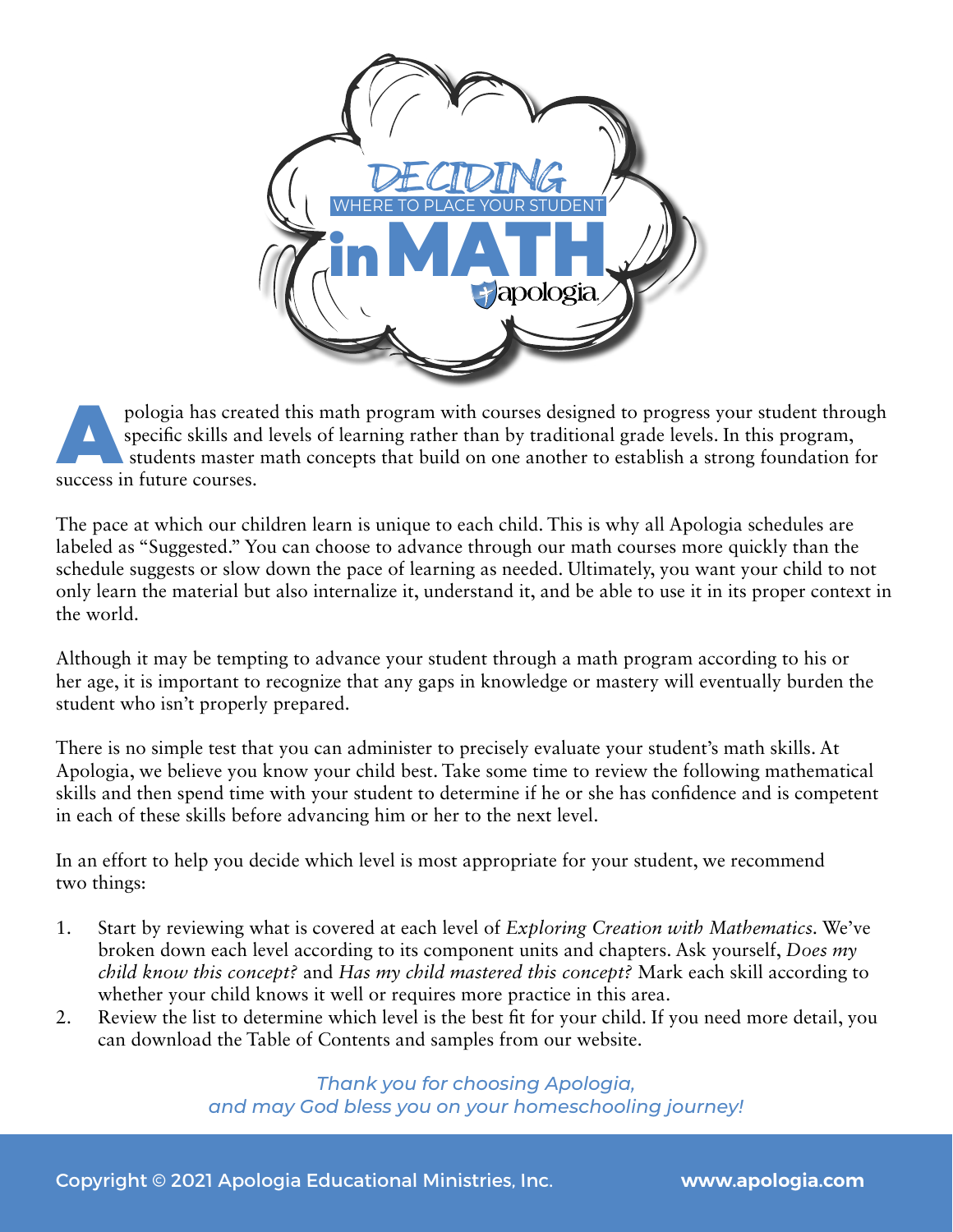# DECIDING WHERE TO PLACE YOUR STUDENT in MATH

apologia

Apologia has created this math program with courses designed to progress your student through specific skills and levels of learning rather than by traditional grade levels. In this program, students master math concepts that build on one another to establish a strong foundation for success in future courses.

The pace at which our children learn is unique to each child. This is why all Apologia schedules are labeled as "Suggested." You can choose to advance through our math courses more quickly than the schedule suggests or slow down the pace of learning as needed. Ultimately, you want your child to not only learn the material but also internalize it, understand it, and be able to use it in its proper context in the world.

Although it may be tempting to advance your student through a math program according to his or her age, it is important to recognize that any gaps in knowledge or mastery will eventually burden the student who isn't properly prepared.

There is no simple test that you can administer to precisely evaluate your student's math skills. At Apologia, we believe you know your child best. Take some time to review the following mathematical skills and then spend time with your student to determine if he or she has confidence and is competent in each of these skills before advancing him or her to the next level.

In an effort to help you decide which level is most appropriate for your student, we recommend two things:

1. Start by reviewing what is covered at each level of *Exploring Creation with Mathematics*. We've broken down each level according to its component units and chapters. Ask yourself, *Does my child know this concept?* and *Has my child mastered this concept?* Mark each skill according to whether your child knows it well or requires more practice in this area.
2. Review the list to determine which level is the best fit for your child. If you need more detail, you can download the Table of Contents and samples from our website.

*Thank you for choosing Apologia, and may God bless you on your homeschooling journey!*

Copyright © 2021 Apologia Educational Ministries, Inc. www.apologia.com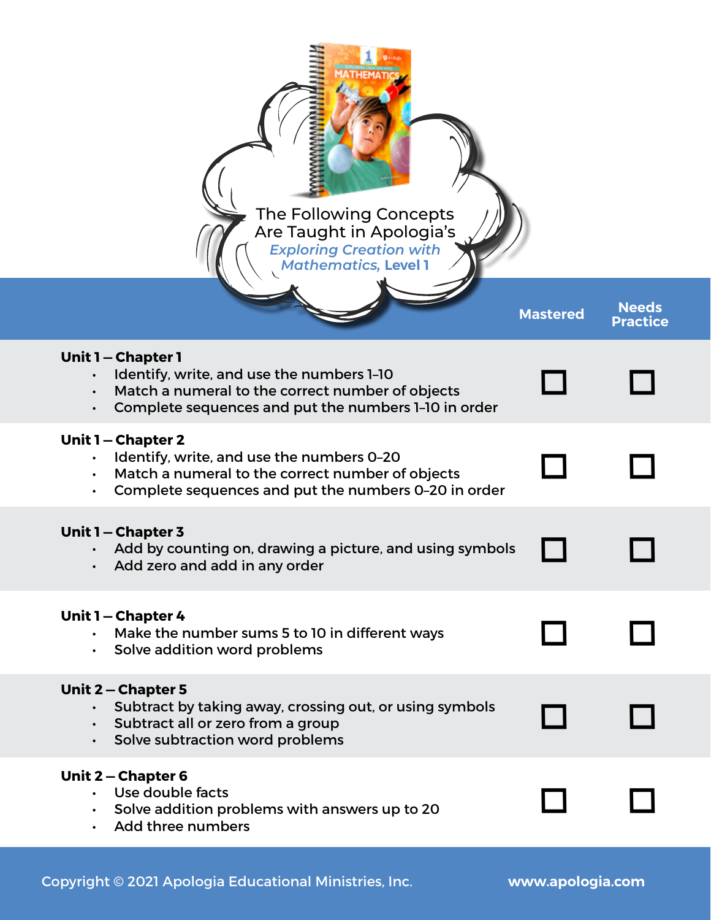The Following Concepts Are Taught in Apologia's *Exploring Creation with Mathematics*, **Level 1**

| | Mastered | Needs Practice |
|---|---|---|
| **Unit 1 – Chapter 1**<br>• Identify, write, and use the numbers 1–10<br>• Match a numeral to the correct number of objects<br>• Complete sequences and put the numbers 1–10 in order | ☐ | ☐ |
| **Unit 1 – Chapter 2**<br>• Identify, write, and use the numbers 0–20<br>• Match a numeral to the correct number of objects<br>• Complete sequences and put the numbers 0–20 in order | ☐ | ☐ |
| **Unit 1 – Chapter 3**<br>• Add by counting on, drawing a picture, and using symbols<br>• Add zero and add in any order | ☐ | ☐ |
| **Unit 1 – Chapter 4**<br>• Make the number sums 5 to 10 in different ways<br>• Solve addition word problems | ☐ | ☐ |
| **Unit 2 – Chapter 5**<br>• Subtract by taking away, crossing out, or using symbols<br>• Subtract all or zero from a group<br>• Solve subtraction word problems | ☐ | ☐ |
| **Unit 2 – Chapter 6**<br>• Use double facts<br>• Solve addition problems with answers up to 20<br>• Add three numbers | ☐ | ☐ |

Copyright © 2021 Apologia Educational Ministries, Inc. www.apologia.com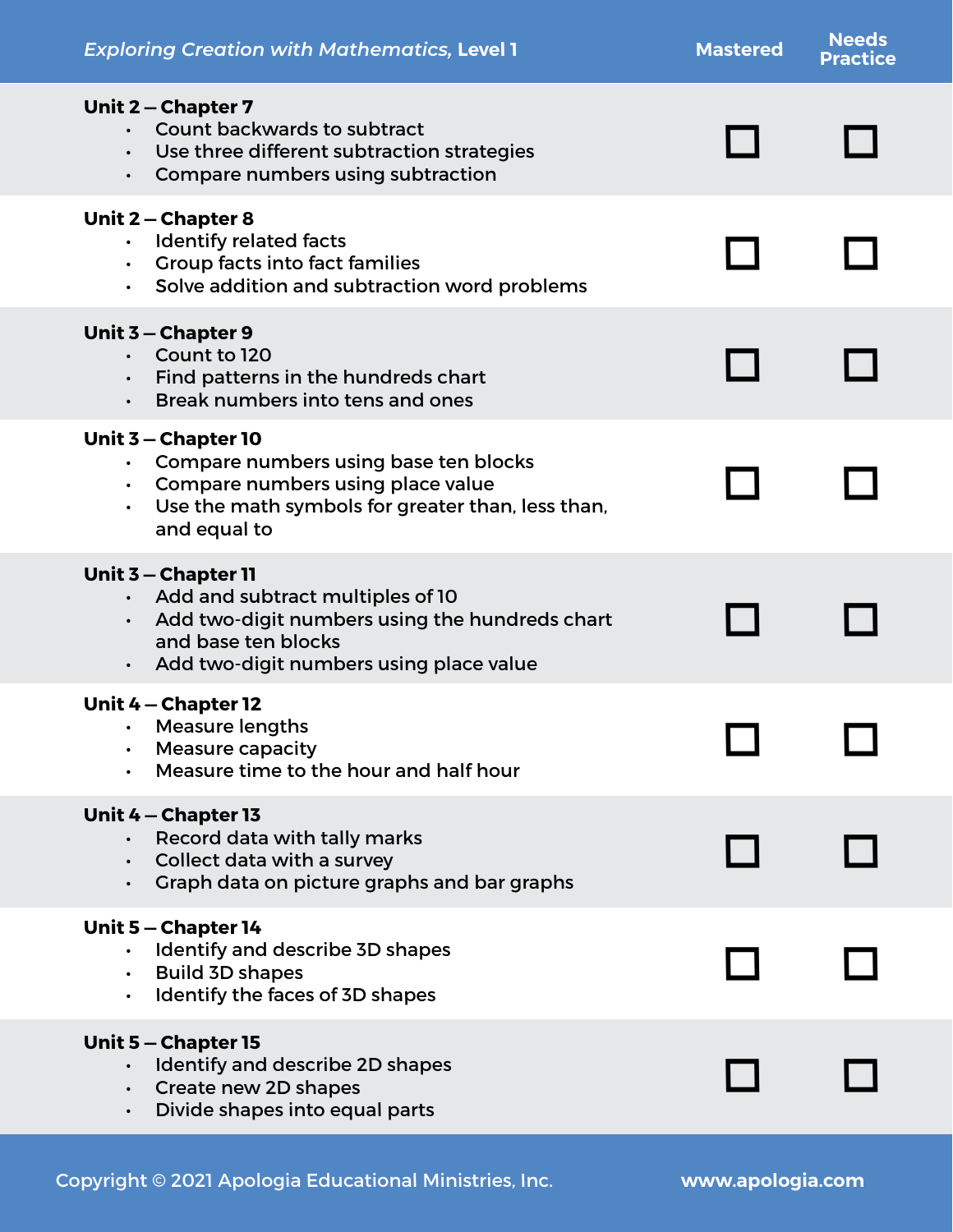| *Exploring Creation with Mathematics*, Level 1 | Mastered | Needs Practice |
|---|---|---|
| **Unit 2 – Chapter 7**<br>• Count backwards to subtract<br>• Use three different subtraction strategies<br>• Compare numbers using subtraction | ☐ | ☐ |
| **Unit 2 – Chapter 8**<br>• Identify related facts<br>• Group facts into fact families<br>• Solve addition and subtraction word problems | ☐ | ☐ |
| **Unit 3 – Chapter 9**<br>• Count to 120<br>• Find patterns in the hundreds chart<br>• Break numbers into tens and ones | ☐ | ☐ |
| **Unit 3 – Chapter 10**<br>• Compare numbers using base ten blocks<br>• Compare numbers using place value<br>• Use the math symbols for greater than, less than, and equal to | ☐ | ☐ |
| **Unit 3 – Chapter 11**<br>• Add and subtract multiples of 10<br>• Add two-digit numbers using the hundreds chart and base ten blocks<br>• Add two-digit numbers using place value | ☐ | ☐ |
| **Unit 4 – Chapter 12**<br>• Measure lengths<br>• Measure capacity<br>• Measure time to the hour and half hour | ☐ | ☐ |
| **Unit 4 – Chapter 13**<br>• Record data with tally marks<br>• Collect data with a survey<br>• Graph data on picture graphs and bar graphs | ☐ | ☐ |
| **Unit 5 – Chapter 14**<br>• Identify and describe 3D shapes<br>• Build 3D shapes<br>• Identify the faces of 3D shapes | ☐ | ☐ |
| **Unit 5 – Chapter 15**<br>• Identify and describe 2D shapes<br>• Create new 2D shapes<br>• Divide shapes into equal parts | ☐ | ☐ |

Copyright © 2021 Apologia Educational Ministries, Inc. www.apologia.com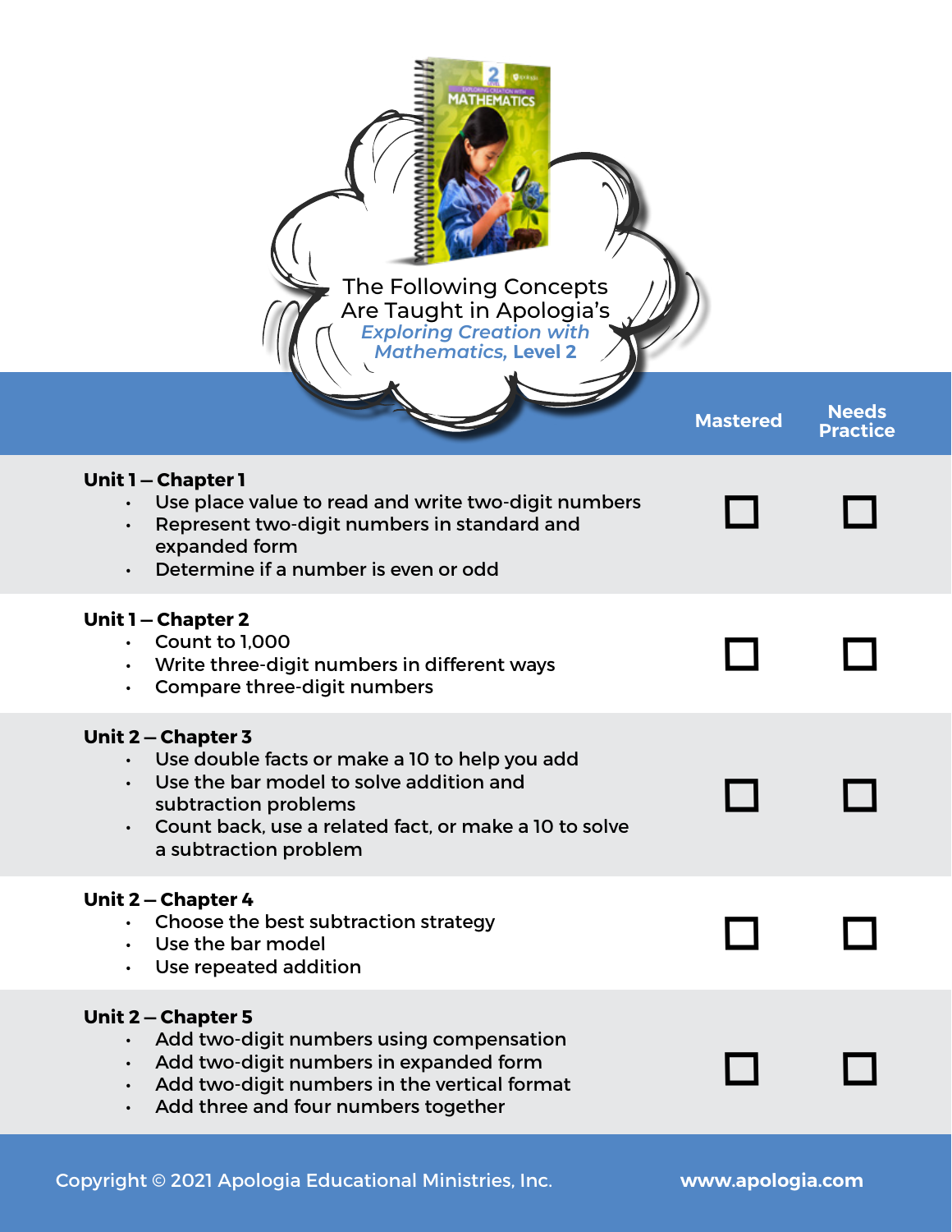# The Following Concepts Are Taught in Apologia's *Exploring Creation with Mathematics*, Level 2

| | Mastered | Needs Practice |
|---|---|---|
| **Unit 1 – Chapter 1**<br>• Use place value to read and write two-digit numbers<br>• Represent two-digit numbers in standard and expanded form<br>• Determine if a number is even or odd | ☐ | ☐ |
| **Unit 1 – Chapter 2**<br>• Count to 1,000<br>• Write three-digit numbers in different ways<br>• Compare three-digit numbers | ☐ | ☐ |
| **Unit 2 – Chapter 3**<br>• Use double facts or make a 10 to help you add<br>• Use the bar model to solve addition and subtraction problems<br>• Count back, use a related fact, or make a 10 to solve a subtraction problem | ☐ | ☐ |
| **Unit 2 – Chapter 4**<br>• Choose the best subtraction strategy<br>• Use the bar model<br>• Use repeated addition | ☐ | ☐ |
| **Unit 2 – Chapter 5**<br>• Add two-digit numbers using compensation<br>• Add two-digit numbers in expanded form<br>• Add two-digit numbers in the vertical format<br>• Add three and four numbers together | ☐ | ☐ |

Copyright © 2021 Apologia Educational Ministries, Inc. www.apologia.com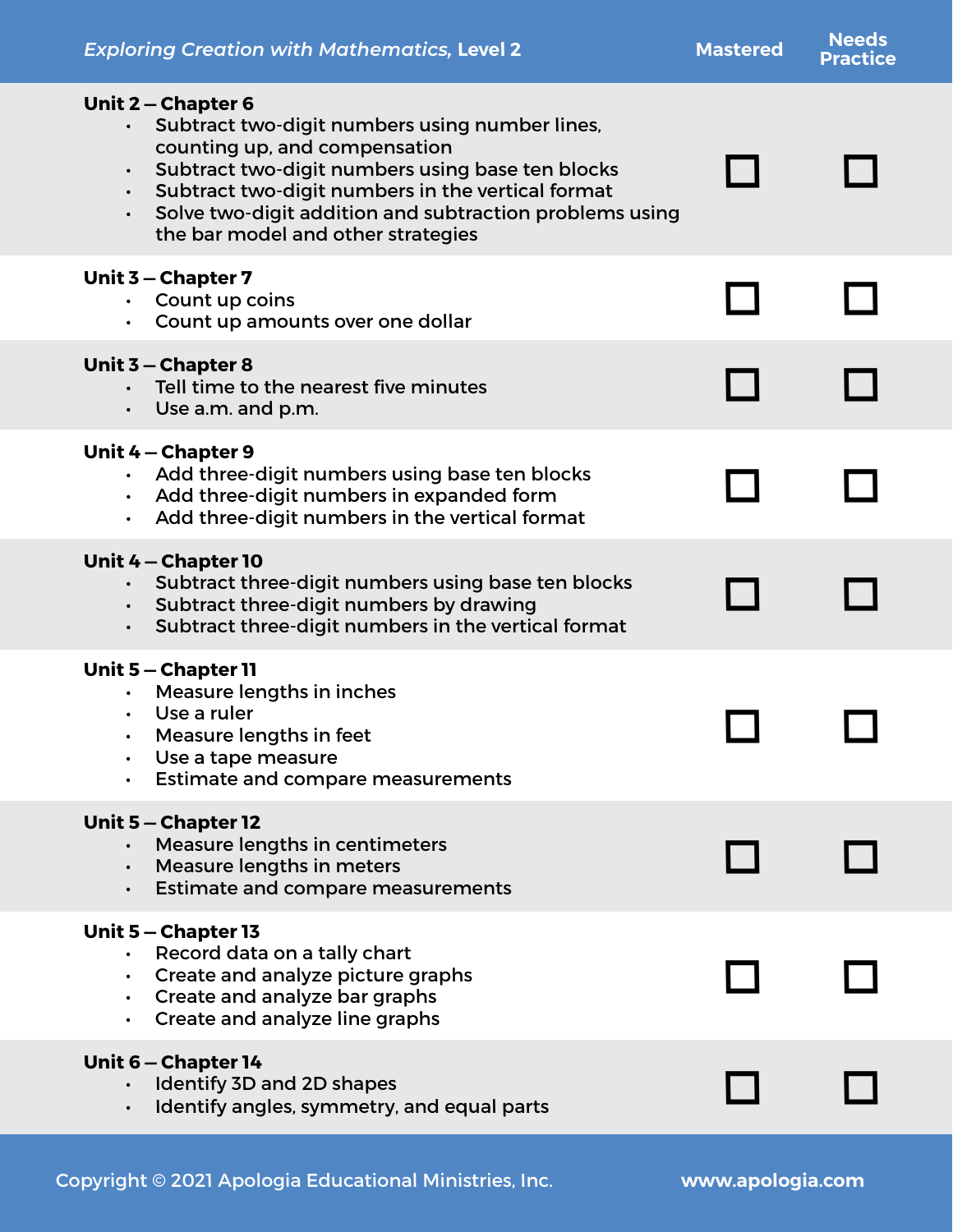| *Exploring Creation with Mathematics*, Level 2 | Mastered | Needs Practice |
|---|---|---|
| **Unit 2 – Chapter 6**<br>• Subtract two-digit numbers using number lines, counting up, and compensation<br>• Subtract two-digit numbers using base ten blocks<br>• Subtract two-digit numbers in the vertical format<br>• Solve two-digit addition and subtraction problems using the bar model and other strategies | ☐ | ☐ |
| **Unit 3 – Chapter 7**<br>• Count up coins<br>• Count up amounts over one dollar | ☐ | ☐ |
| **Unit 3 – Chapter 8**<br>• Tell time to the nearest five minutes<br>• Use a.m. and p.m. | ☐ | ☐ |
| **Unit 4 – Chapter 9**<br>• Add three-digit numbers using base ten blocks<br>• Add three-digit numbers in expanded form<br>• Add three-digit numbers in the vertical format | ☐ | ☐ |
| **Unit 4 – Chapter 10**<br>• Subtract three-digit numbers using base ten blocks<br>• Subtract three-digit numbers by drawing<br>• Subtract three-digit numbers in the vertical format | ☐ | ☐ |
| **Unit 5 – Chapter 11**<br>• Measure lengths in inches<br>• Use a ruler<br>• Measure lengths in feet<br>• Use a tape measure<br>• Estimate and compare measurements | ☐ | ☐ |
| **Unit 5 – Chapter 12**<br>• Measure lengths in centimeters<br>• Measure lengths in meters<br>• Estimate and compare measurements | ☐ | ☐ |
| **Unit 5 – Chapter 13**<br>• Record data on a tally chart<br>• Create and analyze picture graphs<br>• Create and analyze bar graphs<br>• Create and analyze line graphs | ☐ | ☐ |
| **Unit 6 – Chapter 14**<br>• Identify 3D and 2D shapes<br>• Identify angles, symmetry, and equal parts | ☐ | ☐ |

Copyright © 2021 Apologia Educational Ministries, Inc. www.apologia.com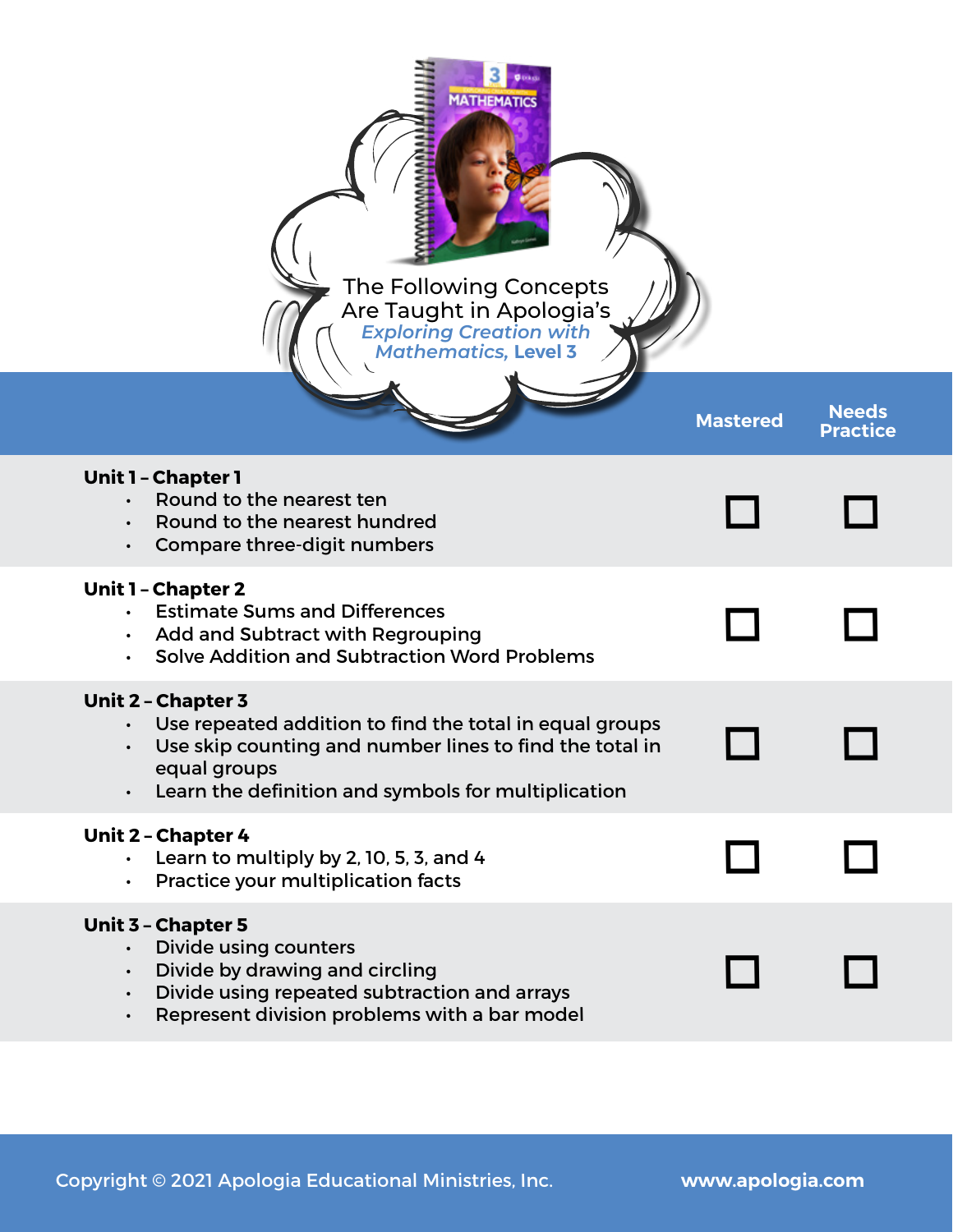The Following Concepts Are Taught in Apologia's *Exploring Creation with Mathematics*, **Level 3**

| | Mastered | Needs Practice |
|---|---|---|
| **Unit 1 – Chapter 1**<br>• Round to the nearest ten<br>• Round to the nearest hundred<br>• Compare three-digit numbers | ☐ | ☐ |
| **Unit 1 – Chapter 2**<br>• Estimate Sums and Differences<br>• Add and Subtract with Regrouping<br>• Solve Addition and Subtraction Word Problems | ☐ | ☐ |
| **Unit 2 – Chapter 3**<br>• Use repeated addition to find the total in equal groups<br>• Use skip counting and number lines to find the total in equal groups<br>• Learn the definition and symbols for multiplication | ☐ | ☐ |
| **Unit 2 – Chapter 4**<br>• Learn to multiply by 2, 10, 5, 3, and 4<br>• Practice your multiplication facts | ☐ | ☐ |
| **Unit 3 – Chapter 5**<br>• Divide using counters<br>• Divide by drawing and circling<br>• Divide using repeated subtraction and arrays<br>• Represent division problems with a bar model | ☐ | ☐ |

Copyright © 2021 Apologia Educational Ministries, Inc. www.apologia.com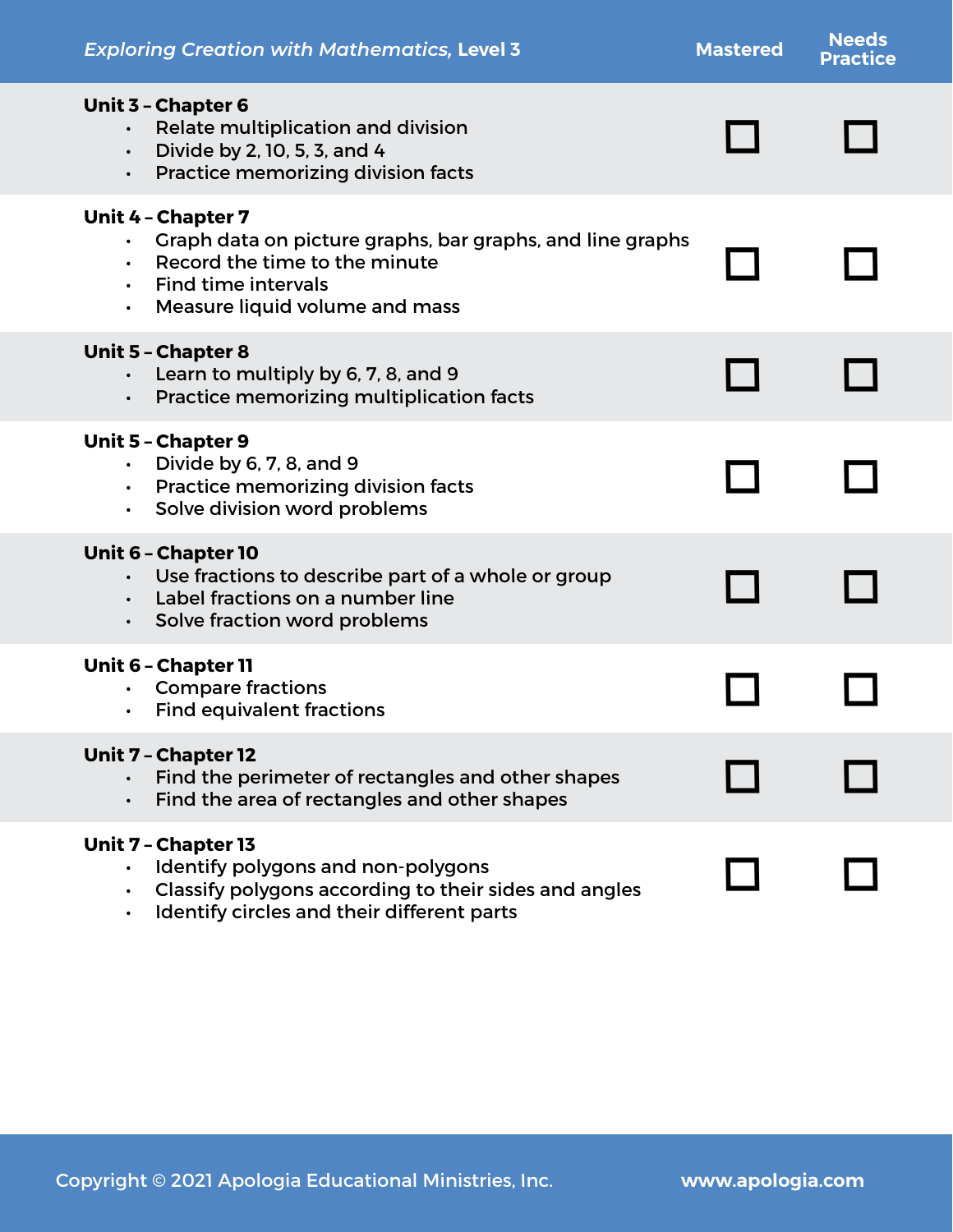| *Exploring Creation with Mathematics*, Level 3 | Mastered | Needs Practice |
|---|---|---|
| **Unit 3 – Chapter 6**<br>• Relate multiplication and division<br>• Divide by 2, 10, 5, 3, and 4<br>• Practice memorizing division facts | ☐ | ☐ |
| **Unit 4 – Chapter 7**<br>• Graph data on picture graphs, bar graphs, and line graphs<br>• Record the time to the minute<br>• Find time intervals<br>• Measure liquid volume and mass | ☐ | ☐ |
| **Unit 5 – Chapter 8**<br>• Learn to multiply by 6, 7, 8, and 9<br>• Practice memorizing multiplication facts | ☐ | ☐ |
| **Unit 5 – Chapter 9**<br>• Divide by 6, 7, 8, and 9<br>• Practice memorizing division facts<br>• Solve division word problems | ☐ | ☐ |
| **Unit 6 – Chapter 10**<br>• Use fractions to describe part of a whole or group<br>• Label fractions on a number line<br>• Solve fraction word problems | ☐ | ☐ |
| **Unit 6 – Chapter 11**<br>• Compare fractions<br>• Find equivalent fractions | ☐ | ☐ |
| **Unit 7 – Chapter 12**<br>• Find the perimeter of rectangles and other shapes<br>• Find the area of rectangles and other shapes | ☐ | ☐ |
| **Unit 7 – Chapter 13**<br>• Identify polygons and non-polygons<br>• Classify polygons according to their sides and angles<br>• Identify circles and their different parts | ☐ | ☐ |

Copyright © 2021 Apologia Educational Ministries, Inc. www.apologia.com